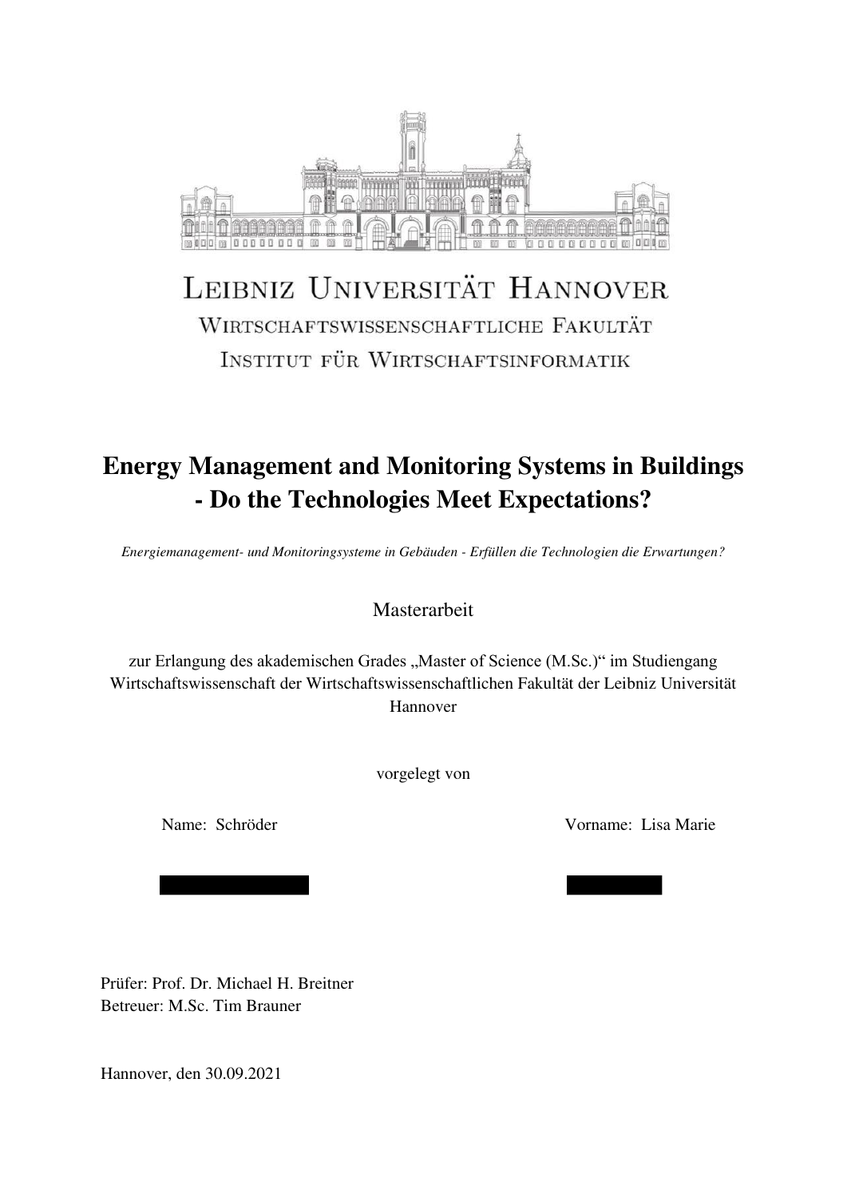LEIBNIZ UNIVERSITÄT HANNOVER

WIRTSCHAFTSWISSENSCHAFTLICHE FAKULTÄT

INSTITUT FÜR WIRTSCHAFTSINFORMATIK

# Energy Management and Monitoring Systems in Buildings - Do the Technologies Meet Expectations?

*Energiemanagement- und Monitoringsysteme in Gebäuden - Erfüllen die Technologien die Erwartungen?*

Masterarbeit

zur Erlangung des akademischen Grades „Master of Science (M.Sc.)" im Studiengang Wirtschaftswissenschaft der Wirtschaftswissenschaftlichen Fakultät der Leibniz Universität Hannover

vorgelegt von

Name: Schröder | Vorname: Lisa Marie

Prüfer: Prof. Dr. Michael H. Breitner

Betreuer: M.Sc. Tim Brauner

Hannover, den 30.09.2021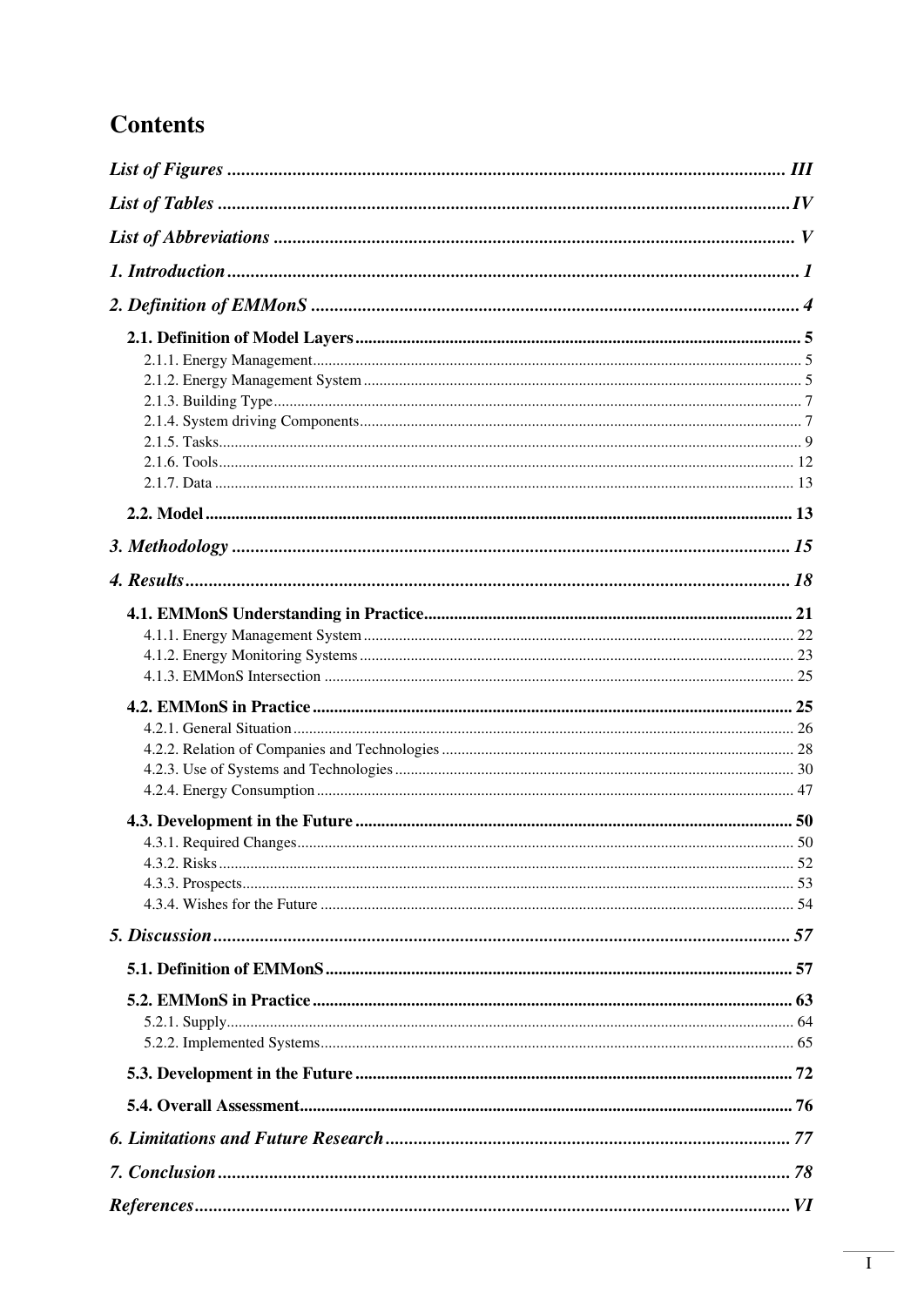# Contents

*List of Figures* ........................................................................................................ III

*List of Tables* ........................................................................................................ IV

*List of Abbreviations* ........................................................................................................ V

*1. Introduction* ........................................................................................................ 1

*2. Definition of EMMonS* ........................................................................................................ 4

**2.1. Definition of Model Layers** ........................................................................................................ 5

2.1.1. Energy Management ........................................................................................................ 5

2.1.2. Energy Management System ........................................................................................................ 5

2.1.3. Building Type ........................................................................................................ 7

2.1.4. System driving Components ........................................................................................................ 7

2.1.5. Tasks ........................................................................................................ 9

2.1.6. Tools ........................................................................................................ 12

2.1.7. Data ........................................................................................................ 13

**2.2. Model** ........................................................................................................ 13

*3. Methodology* ........................................................................................................ 15

*4. Results* ........................................................................................................ 18

**4.1. EMMonS Understanding in Practice** ........................................................................................................ 21

4.1.1. Energy Management System ........................................................................................................ 22

4.1.2. Energy Monitoring Systems ........................................................................................................ 23

4.1.3. EMMonS Intersection ........................................................................................................ 25

**4.2. EMMonS in Practice** ........................................................................................................ 25

4.2.1. General Situation ........................................................................................................ 26

4.2.2. Relation of Companies and Technologies ........................................................................................................ 28

4.2.3. Use of Systems and Technologies ........................................................................................................ 30

4.2.4. Energy Consumption ........................................................................................................ 47

**4.3. Development in the Future** ........................................................................................................ 50

4.3.1. Required Changes ........................................................................................................ 50

4.3.2. Risks ........................................................................................................ 52

4.3.3. Prospects ........................................................................................................ 53

4.3.4. Wishes for the Future ........................................................................................................ 54

*5. Discussion* ........................................................................................................ 57

**5.1. Definition of EMMonS** ........................................................................................................ 57

**5.2. EMMonS in Practice** ........................................................................................................ 63

5.2.1. Supply ........................................................................................................ 64

5.2.2. Implemented Systems ........................................................................................................ 65

**5.3. Development in the Future** ........................................................................................................ 72

**5.4. Overall Assessment** ........................................................................................................ 76

*6. Limitations and Future Research* ........................................................................................................ 77

*7. Conclusion* ........................................................................................................ 78

*References* ........................................................................................................ VI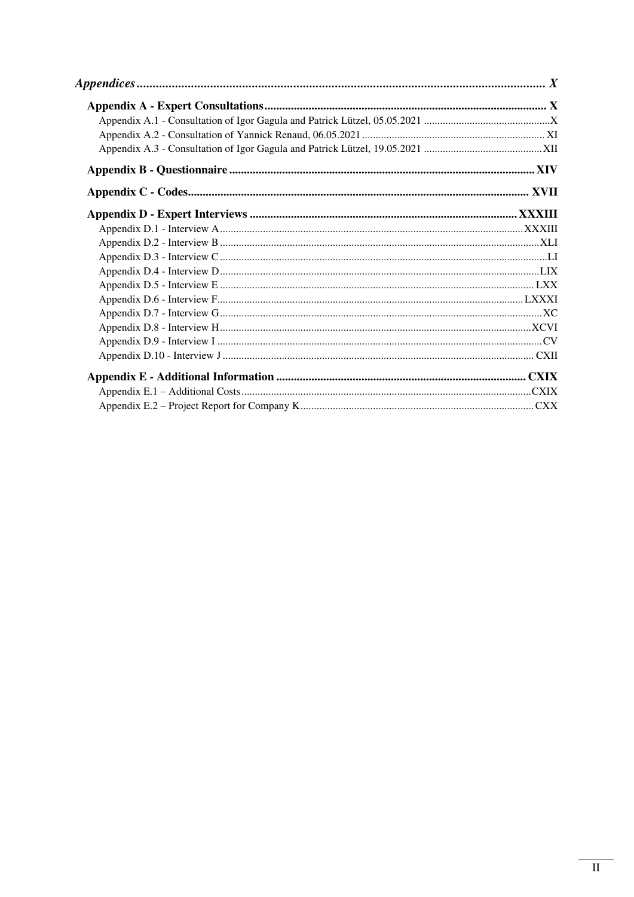*Appendices* ........................................................................................................................ *X*

**Appendix A - Expert Consultations** ........................................................................................ **X**

Appendix A.1 - Consultation of Igor Gagula and Patrick Lützel, 05.05.2021 ............................................X

Appendix A.2 - Consultation of Yannick Renaud, 06.05.2021 .................................................................. XI

Appendix A.3 - Consultation of Igor Gagula and Patrick Lützel, 19.05.2021 ..........................................XII

**Appendix B - Questionnaire** ...................................................................................................... **XIV**

**Appendix C - Codes** .................................................................................................................. **XVII**

**Appendix D - Expert Interviews** ........................................................................................... **XXXIII**

Appendix D.1 - Interview A ................................................................................................................XXXIII

Appendix D.2 - Interview B ....................................................................................................................XLI

Appendix D.3 - Interview C .......................................................................................................................LI

Appendix D.4 - Interview D .....................................................................................................................LIX

Appendix D.5 - Interview E .................................................................................................................... LXX

Appendix D.6 - Interview F.................................................................................................................. LXXXI

Appendix D.7 - Interview G ......................................................................................................................XC

Appendix D.8 - Interview H ..................................................................................................................XCVI

Appendix D.9 - Interview I ........................................................................................................................CV

Appendix D.10 - Interview J .................................................................................................................. CXII

**Appendix E - Additional Information** ................................................................................... **CXIX**

Appendix E.1 – Additional Costs ...........................................................................................................CXIX

Appendix E.2 – Project Report for Company K ......................................................................................CXX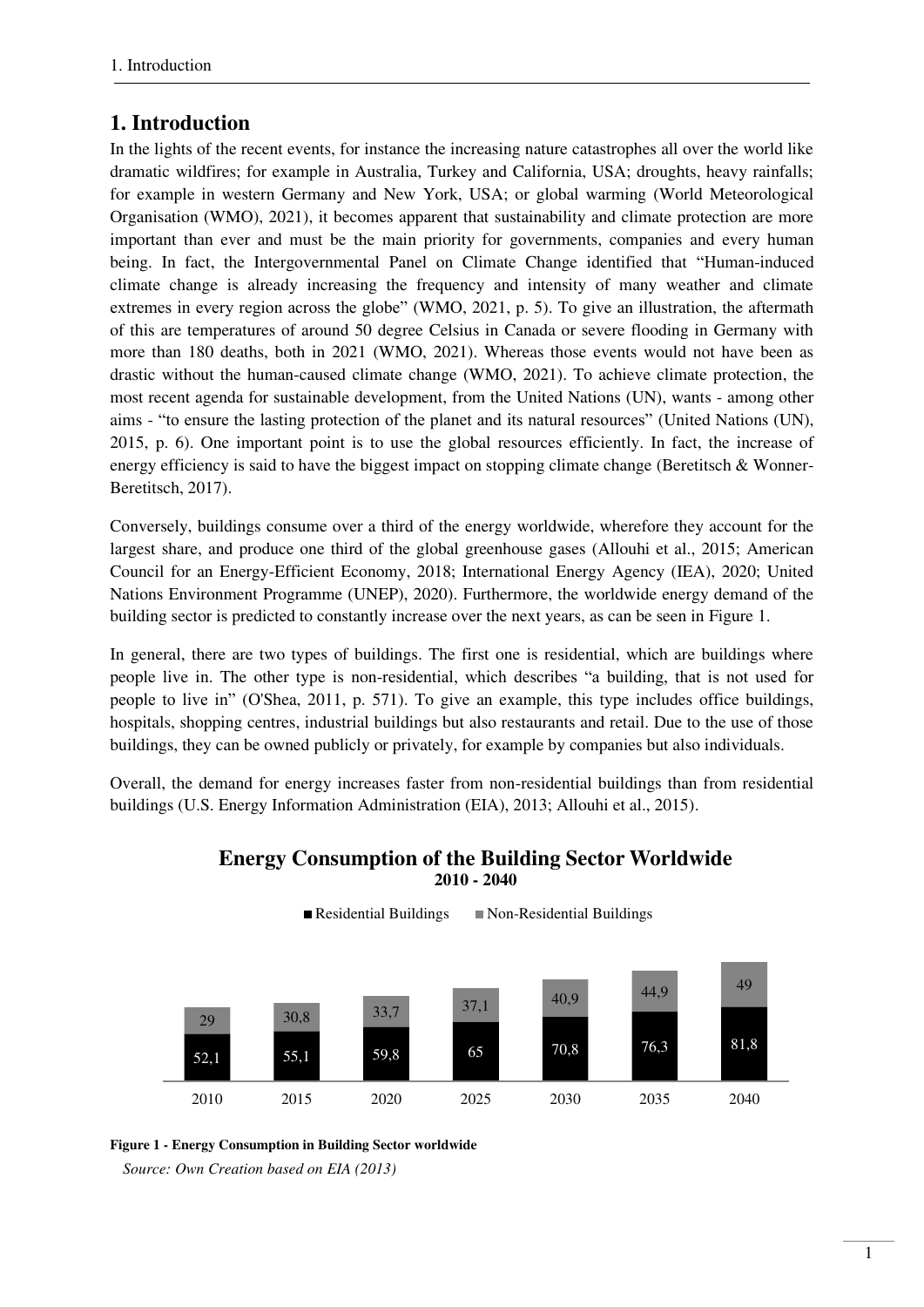# 1. Introduction

In the lights of the recent events, for instance the increasing nature catastrophes all over the world like dramatic wildfires; for example in Australia, Turkey and California, USA; droughts, heavy rainfalls; for example in western Germany and New York, USA; or global warming (World Meteorological Organisation (WMO), 2021), it becomes apparent that sustainability and climate protection are more important than ever and must be the main priority for governments, companies and every human being. In fact, the Intergovernmental Panel on Climate Change identified that "Human-induced climate change is already increasing the frequency and intensity of many weather and climate extremes in every region across the globe" (WMO, 2021, p. 5). To give an illustration, the aftermath of this are temperatures of around 50 degree Celsius in Canada or severe flooding in Germany with more than 180 deaths, both in 2021 (WMO, 2021). Whereas those events would not have been as drastic without the human-caused climate change (WMO, 2021). To achieve climate protection, the most recent agenda for sustainable development, from the United Nations (UN), wants - among other aims - "to ensure the lasting protection of the planet and its natural resources" (United Nations (UN), 2015, p. 6). One important point is to use the global resources efficiently. In fact, the increase of energy efficiency is said to have the biggest impact on stopping climate change (Beretitsch & Wonner-Beretitsch, 2017).

Conversely, buildings consume over a third of the energy worldwide, wherefore they account for the largest share, and produce one third of the global greenhouse gases (Allouhi et al., 2015; American Council for an Energy-Efficient Economy, 2018; International Energy Agency (IEA), 2020; United Nations Environment Programme (UNEP), 2020). Furthermore, the worldwide energy demand of the building sector is predicted to constantly increase over the next years, as can be seen in Figure 1.

In general, there are two types of buildings. The first one is residential, which are buildings where people live in. The other type is non-residential, which describes "a building, that is not used for people to live in" (O'Shea, 2011, p. 571). To give an example, this type includes office buildings, hospitals, shopping centres, industrial buildings but also restaurants and retail. Due to the use of those buildings, they can be owned publicly or privately, for example by companies but also individuals.

Overall, the demand for energy increases faster from non-residential buildings than from residential buildings (U.S. Energy Information Administration (EIA), 2013; Allouhi et al., 2015).

**Energy Consumption of the Building Sector Worldwide**
**2010 - 2040**

| | 2010 | 2015 | 2020 | 2025 | 2030 | 2035 | 2040 |
|---|---|---|---|---|---|---|---|
| Residential Buildings | 52,1 | 55,1 | 59,8 | 65 | 70,8 | 76,3 | 81,8 |
| Non-Residential Buildings | 29 | 30,8 | 33,7 | 37,1 | 40,9 | 44,9 | 49 |

**Figure 1 - Energy Consumption in Building Sector worldwide**

*Source: Own Creation based on EIA (2013)*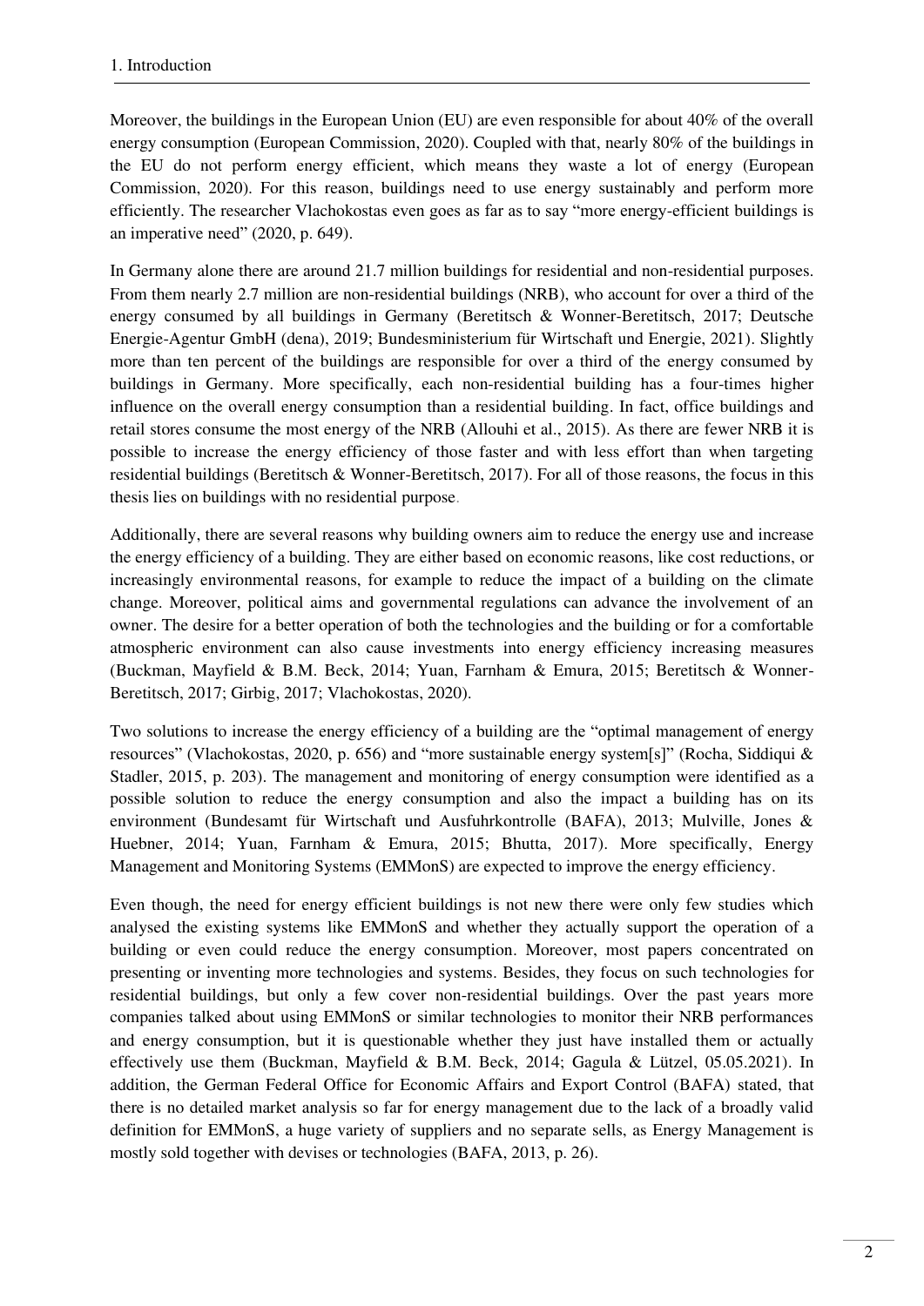Moreover, the buildings in the European Union (EU) are even responsible for about 40% of the overall energy consumption (European Commission, 2020). Coupled with that, nearly 80% of the buildings in the EU do not perform energy efficient, which means they waste a lot of energy (European Commission, 2020). For this reason, buildings need to use energy sustainably and perform more efficiently. The researcher Vlachokostas even goes as far as to say "more energy-efficient buildings is an imperative need" (2020, p. 649).

In Germany alone there are around 21.7 million buildings for residential and non-residential purposes. From them nearly 2.7 million are non-residential buildings (NRB), who account for over a third of the energy consumed by all buildings in Germany (Beretitsch & Wonner-Beretitsch, 2017; Deutsche Energie-Agentur GmbH (dena), 2019; Bundesministerium für Wirtschaft und Energie, 2021). Slightly more than ten percent of the buildings are responsible for over a third of the energy consumed by buildings in Germany. More specifically, each non-residential building has a four-times higher influence on the overall energy consumption than a residential building. In fact, office buildings and retail stores consume the most energy of the NRB (Allouhi et al., 2015). As there are fewer NRB it is possible to increase the energy efficiency of those faster and with less effort than when targeting residential buildings (Beretitsch & Wonner-Beretitsch, 2017). For all of those reasons, the focus in this thesis lies on buildings with no residential purpose.

Additionally, there are several reasons why building owners aim to reduce the energy use and increase the energy efficiency of a building. They are either based on economic reasons, like cost reductions, or increasingly environmental reasons, for example to reduce the impact of a building on the climate change. Moreover, political aims and governmental regulations can advance the involvement of an owner. The desire for a better operation of both the technologies and the building or for a comfortable atmospheric environment can also cause investments into energy efficiency increasing measures (Buckman, Mayfield & B.M. Beck, 2014; Yuan, Farnham & Emura, 2015; Beretitsch & Wonner-Beretitsch, 2017; Girbig, 2017; Vlachokostas, 2020).

Two solutions to increase the energy efficiency of a building are the "optimal management of energy resources" (Vlachokostas, 2020, p. 656) and "more sustainable energy system[s]" (Rocha, Siddiqui & Stadler, 2015, p. 203). The management and monitoring of energy consumption were identified as a possible solution to reduce the energy consumption and also the impact a building has on its environment (Bundesamt für Wirtschaft und Ausfuhrkontrolle (BAFA), 2013; Mulville, Jones & Huebner, 2014; Yuan, Farnham & Emura, 2015; Bhutta, 2017). More specifically, Energy Management and Monitoring Systems (EMMonS) are expected to improve the energy efficiency.

Even though, the need for energy efficient buildings is not new there were only few studies which analysed the existing systems like EMMonS and whether they actually support the operation of a building or even could reduce the energy consumption. Moreover, most papers concentrated on presenting or inventing more technologies and systems. Besides, they focus on such technologies for residential buildings, but only a few cover non-residential buildings. Over the past years more companies talked about using EMMonS or similar technologies to monitor their NRB performances and energy consumption, but it is questionable whether they just have installed them or actually effectively use them (Buckman, Mayfield & B.M. Beck, 2014; Gagula & Lützel, 05.05.2021). In addition, the German Federal Office for Economic Affairs and Export Control (BAFA) stated, that there is no detailed market analysis so far for energy management due to the lack of a broadly valid definition for EMMonS, a huge variety of suppliers and no separate sells, as Energy Management is mostly sold together with devises or technologies (BAFA, 2013, p. 26).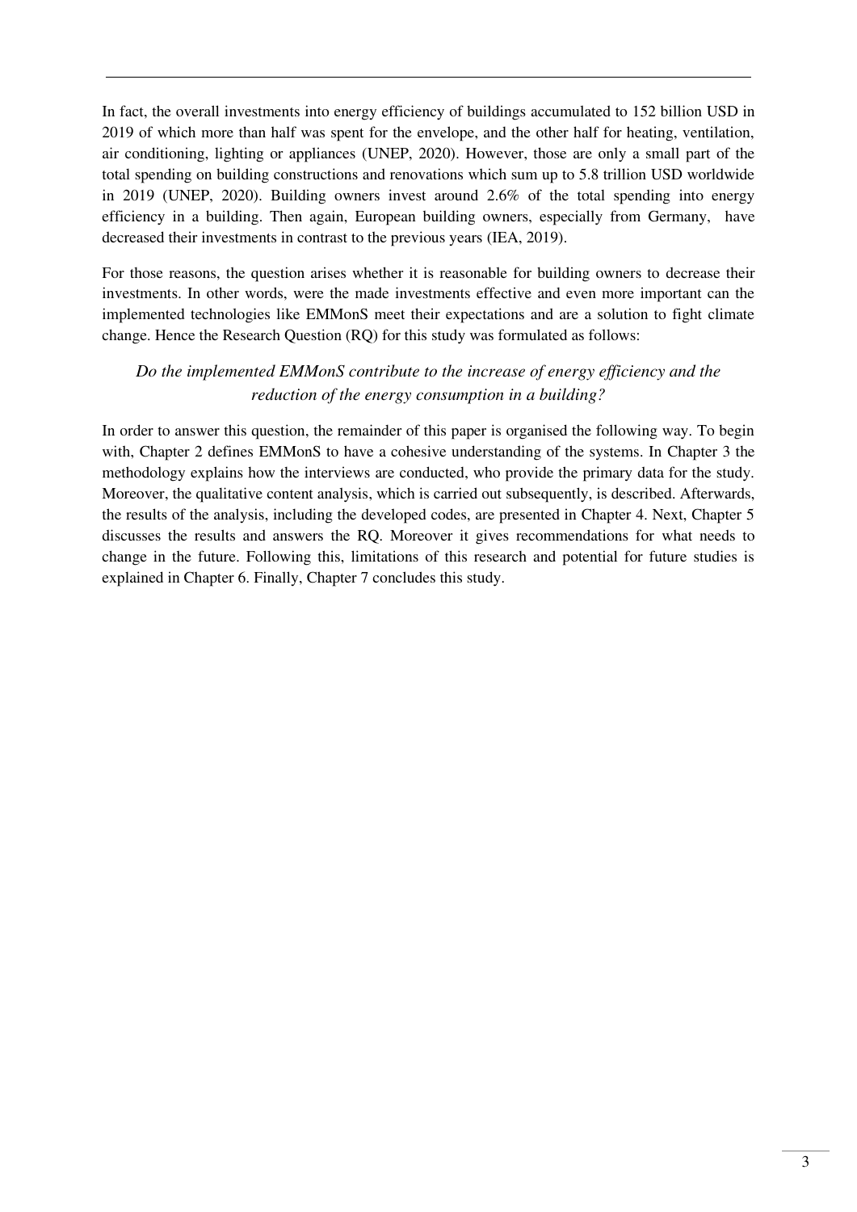In fact, the overall investments into energy efficiency of buildings accumulated to 152 billion USD in 2019 of which more than half was spent for the envelope, and the other half for heating, ventilation, air conditioning, lighting or appliances (UNEP, 2020). However, those are only a small part of the total spending on building constructions and renovations which sum up to 5.8 trillion USD worldwide in 2019 (UNEP, 2020). Building owners invest around 2.6% of the total spending into energy efficiency in a building. Then again, European building owners, especially from Germany, have decreased their investments in contrast to the previous years (IEA, 2019).

For those reasons, the question arises whether it is reasonable for building owners to decrease their investments. In other words, were the made investments effective and even more important can the implemented technologies like EMMonS meet their expectations and are a solution to fight climate change. Hence the Research Question (RQ) for this study was formulated as follows:

*Do the implemented EMMonS contribute to the increase of energy efficiency and the reduction of the energy consumption in a building?*

In order to answer this question, the remainder of this paper is organised the following way. To begin with, Chapter 2 defines EMMonS to have a cohesive understanding of the systems. In Chapter 3 the methodology explains how the interviews are conducted, who provide the primary data for the study. Moreover, the qualitative content analysis, which is carried out subsequently, is described. Afterwards, the results of the analysis, including the developed codes, are presented in Chapter 4. Next, Chapter 5 discusses the results and answers the RQ. Moreover it gives recommendations for what needs to change in the future. Following this, limitations of this research and potential for future studies is explained in Chapter 6. Finally, Chapter 7 concludes this study.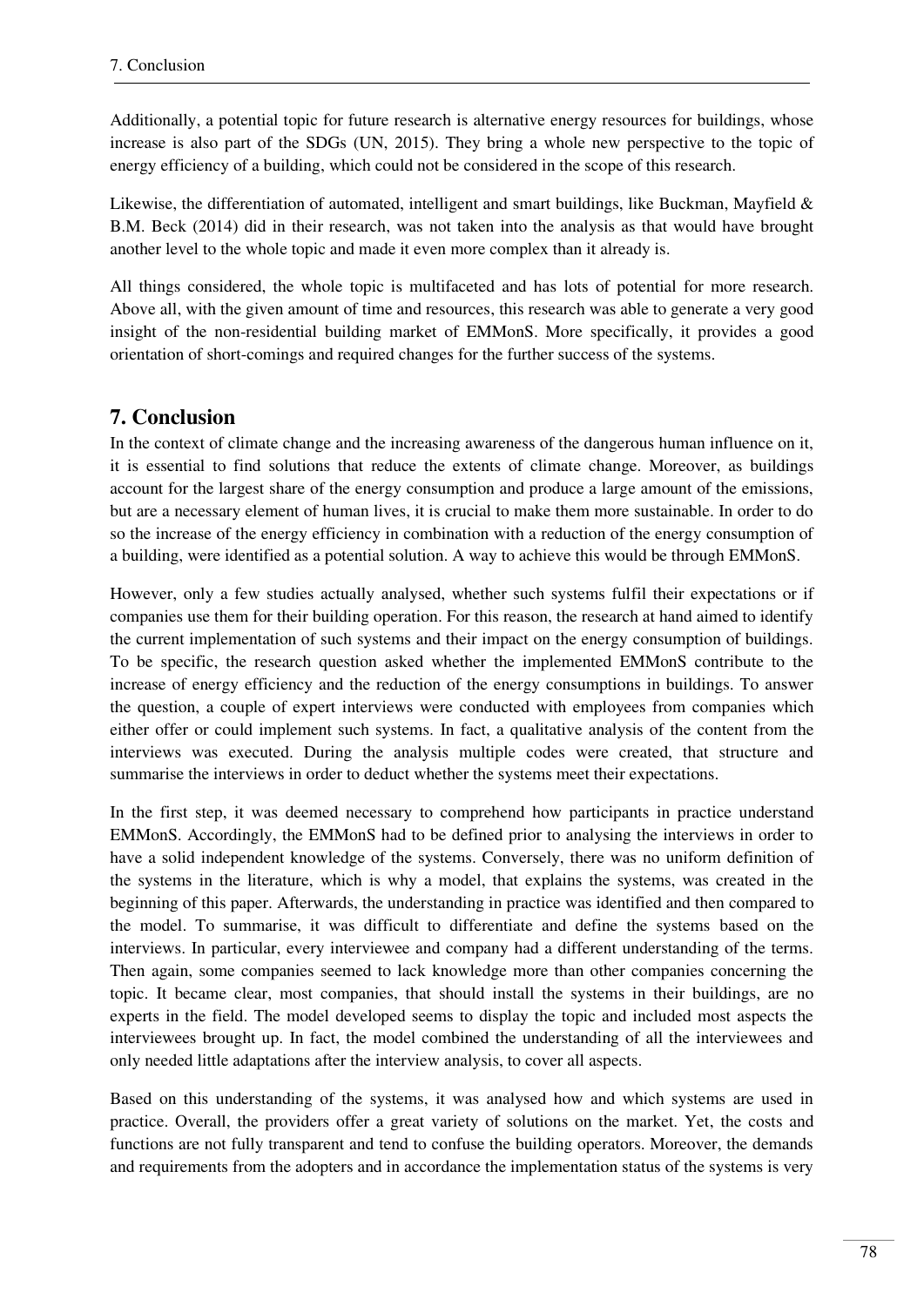Additionally, a potential topic for future research is alternative energy resources for buildings, whose increase is also part of the SDGs (UN, 2015). They bring a whole new perspective to the topic of energy efficiency of a building, which could not be considered in the scope of this research.

Likewise, the differentiation of automated, intelligent and smart buildings, like Buckman, Mayfield & B.M. Beck (2014) did in their research, was not taken into the analysis as that would have brought another level to the whole topic and made it even more complex than it already is.

All things considered, the whole topic is multifaceted and has lots of potential for more research. Above all, with the given amount of time and resources, this research was able to generate a very good insight of the non-residential building market of EMMonS. More specifically, it provides a good orientation of short-comings and required changes for the further success of the systems.

## 7. Conclusion

In the context of climate change and the increasing awareness of the dangerous human influence on it, it is essential to find solutions that reduce the extents of climate change. Moreover, as buildings account for the largest share of the energy consumption and produce a large amount of the emissions, but are a necessary element of human lives, it is crucial to make them more sustainable. In order to do so the increase of the energy efficiency in combination with a reduction of the energy consumption of a building, were identified as a potential solution. A way to achieve this would be through EMMonS.

However, only a few studies actually analysed, whether such systems fulfil their expectations or if companies use them for their building operation. For this reason, the research at hand aimed to identify the current implementation of such systems and their impact on the energy consumption of buildings. To be specific, the research question asked whether the implemented EMMonS contribute to the increase of energy efficiency and the reduction of the energy consumptions in buildings. To answer the question, a couple of expert interviews were conducted with employees from companies which either offer or could implement such systems. In fact, a qualitative analysis of the content from the interviews was executed. During the analysis multiple codes were created, that structure and summarise the interviews in order to deduct whether the systems meet their expectations.

In the first step, it was deemed necessary to comprehend how participants in practice understand EMMonS. Accordingly, the EMMonS had to be defined prior to analysing the interviews in order to have a solid independent knowledge of the systems. Conversely, there was no uniform definition of the systems in the literature, which is why a model, that explains the systems, was created in the beginning of this paper. Afterwards, the understanding in practice was identified and then compared to the model. To summarise, it was difficult to differentiate and define the systems based on the interviews. In particular, every interviewee and company had a different understanding of the terms. Then again, some companies seemed to lack knowledge more than other companies concerning the topic. It became clear, most companies, that should install the systems in their buildings, are no experts in the field. The model developed seems to display the topic and included most aspects the interviewees brought up. In fact, the model combined the understanding of all the interviewees and only needed little adaptations after the interview analysis, to cover all aspects.

Based on this understanding of the systems, it was analysed how and which systems are used in practice. Overall, the providers offer a great variety of solutions on the market. Yet, the costs and functions are not fully transparent and tend to confuse the building operators. Moreover, the demands and requirements from the adopters and in accordance the implementation status of the systems is very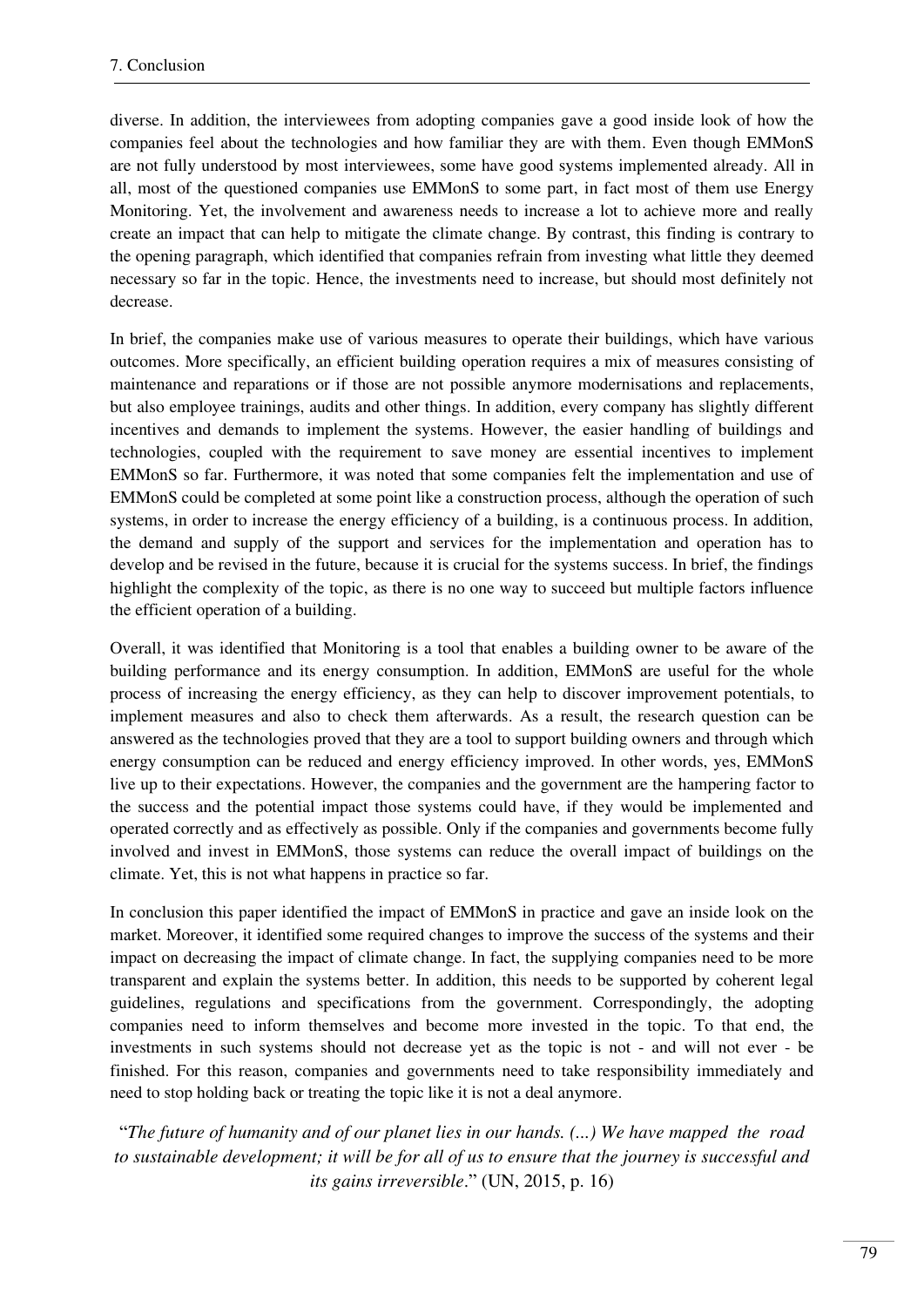diverse. In addition, the interviewees from adopting companies gave a good inside look of how the companies feel about the technologies and how familiar they are with them. Even though EMMonS are not fully understood by most interviewees, some have good systems implemented already. All in all, most of the questioned companies use EMMonS to some part, in fact most of them use Energy Monitoring. Yet, the involvement and awareness needs to increase a lot to achieve more and really create an impact that can help to mitigate the climate change. By contrast, this finding is contrary to the opening paragraph, which identified that companies refrain from investing what little they deemed necessary so far in the topic. Hence, the investments need to increase, but should most definitely not decrease.

In brief, the companies make use of various measures to operate their buildings, which have various outcomes. More specifically, an efficient building operation requires a mix of measures consisting of maintenance and reparations or if those are not possible anymore modernisations and replacements, but also employee trainings, audits and other things. In addition, every company has slightly different incentives and demands to implement the systems. However, the easier handling of buildings and technologies, coupled with the requirement to save money are essential incentives to implement EMMonS so far. Furthermore, it was noted that some companies felt the implementation and use of EMMonS could be completed at some point like a construction process, although the operation of such systems, in order to increase the energy efficiency of a building, is a continuous process. In addition, the demand and supply of the support and services for the implementation and operation has to develop and be revised in the future, because it is crucial for the systems success. In brief, the findings highlight the complexity of the topic, as there is no one way to succeed but multiple factors influence the efficient operation of a building.

Overall, it was identified that Monitoring is a tool that enables a building owner to be aware of the building performance and its energy consumption. In addition, EMMonS are useful for the whole process of increasing the energy efficiency, as they can help to discover improvement potentials, to implement measures and also to check them afterwards. As a result, the research question can be answered as the technologies proved that they are a tool to support building owners and through which energy consumption can be reduced and energy efficiency improved. In other words, yes, EMMonS live up to their expectations. However, the companies and the government are the hampering factor to the success and the potential impact those systems could have, if they would be implemented and operated correctly and as effectively as possible. Only if the companies and governments become fully involved and invest in EMMonS, those systems can reduce the overall impact of buildings on the climate. Yet, this is not what happens in practice so far.

In conclusion this paper identified the impact of EMMonS in practice and gave an inside look on the market. Moreover, it identified some required changes to improve the success of the systems and their impact on decreasing the impact of climate change. In fact, the supplying companies need to be more transparent and explain the systems better. In addition, this needs to be supported by coherent legal guidelines, regulations and specifications from the government. Correspondingly, the adopting companies need to inform themselves and become more invested in the topic. To that end, the investments in such systems should not decrease yet as the topic is not - and will not ever - be finished. For this reason, companies and governments need to take responsibility immediately and need to stop holding back or treating the topic like it is not a deal anymore.

"*The future of humanity and of our planet lies in our hands. (...) We have mapped the road to sustainable development; it will be for all of us to ensure that the journey is successful and its gains irreversible*." (UN, 2015, p. 16)